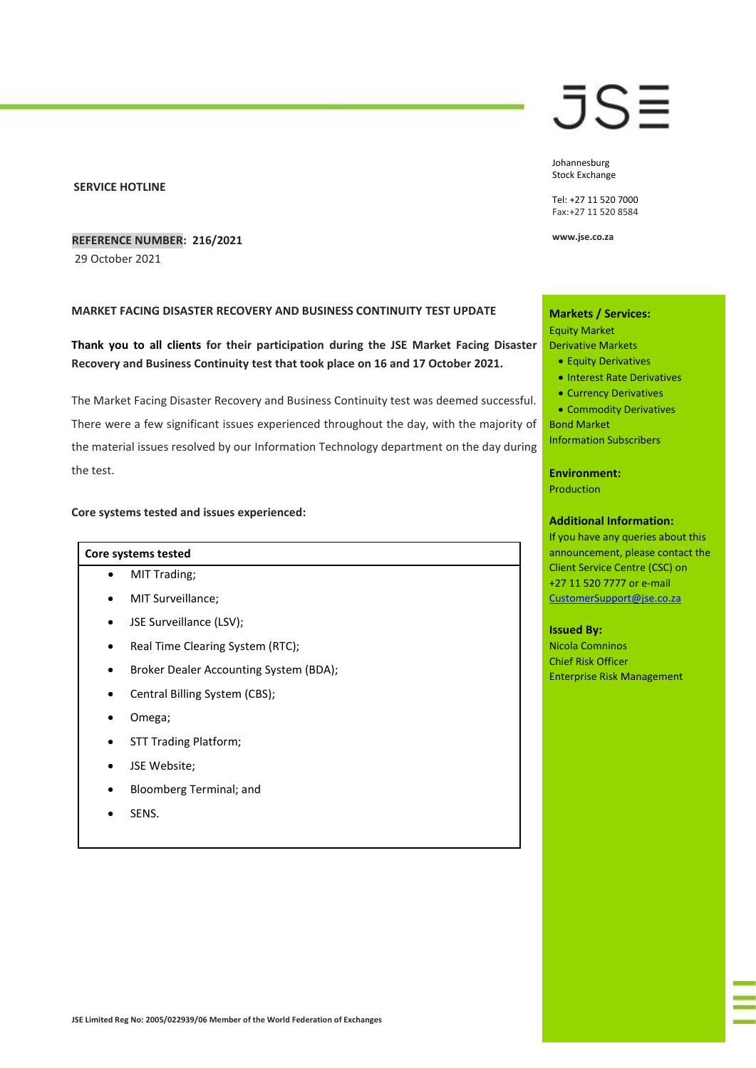JSE

Johannesburg
Stock Exchange

Tel: +27 11 520 7000
Fax:+27 11 520 8584

www.jse.co.za

**SERVICE HOTLINE**

**REFERENCE NUMBER: 216/2021**

29 October 2021

**MARKET FACING DISASTER RECOVERY AND BUSINESS CONTINUITY TEST UPDATE**

**Thank you to all clients for their participation during the JSE Market Facing Disaster Recovery and Business Continuity test that took place on 16 and 17 October 2021.**

The Market Facing Disaster Recovery and Business Continuity test was deemed successful. There were a few significant issues experienced throughout the day, with the majority of the material issues resolved by our Information Technology department on the day during the test.

**Core systems tested and issues experienced:**

| Core systems tested |
|---|
| • MIT Trading;<br>• MIT Surveillance;<br>• JSE Surveillance (LSV);<br>• Real Time Clearing System (RTC);<br>• Broker Dealer Accounting System (BDA);<br>• Central Billing System (CBS);<br>• Omega;<br>• STT Trading Platform;<br>• JSE Website;<br>• Bloomberg Terminal; and<br>• SENS. |

**Markets / Services:**

Equity Market

Derivative Markets

- Equity Derivatives
- Interest Rate Derivatives
- Currency Derivatives
- Commodity Derivatives

Bond Market

Information Subscribers

**Environment:**

Production

**Additional Information:**

If you have any queries about this announcement, please contact the Client Service Centre (CSC) on +27 11 520 7777 or e-mail CustomerSupport@jse.co.za

**Issued By:**

Nicola Comninos
Chief Risk Officer
Enterprise Risk Management

JSE Limited Reg No: 2005/022939/06 Member of the World Federation of Exchanges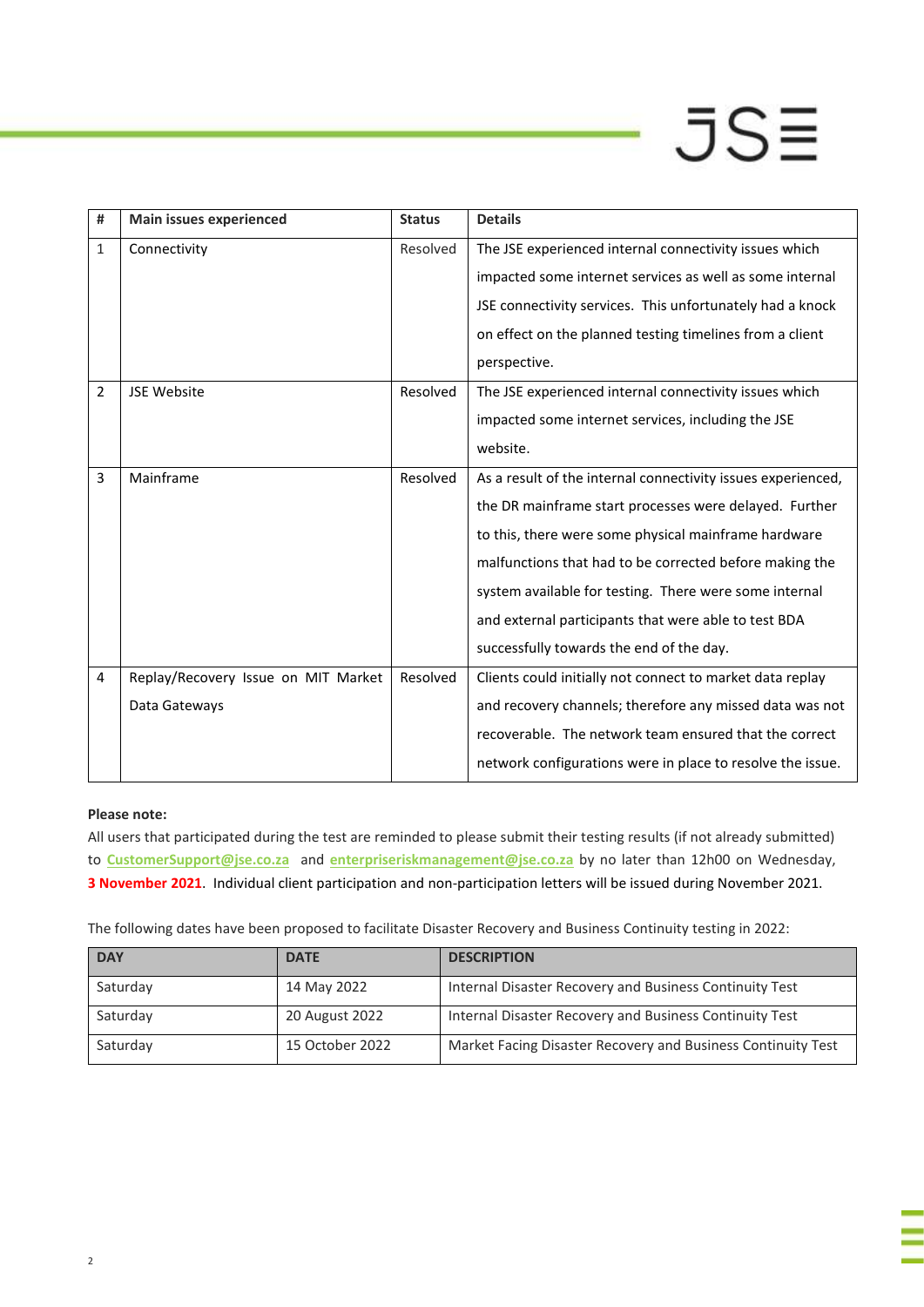| # | Main issues experienced | Status | Details |
|---|---|---|---|
| 1 | Connectivity | Resolved | The JSE experienced internal connectivity issues which impacted some internet services as well as some internal JSE connectivity services. This unfortunately had a knock on effect on the planned testing timelines from a client perspective. |
| 2 | JSE Website | Resolved | The JSE experienced internal connectivity issues which impacted some internet services, including the JSE website. |
| 3 | Mainframe | Resolved | As a result of the internal connectivity issues experienced, the DR mainframe start processes were delayed. Further to this, there were some physical mainframe hardware malfunctions that had to be corrected before making the system available for testing. There were some internal and external participants that were able to test BDA successfully towards the end of the day. |
| 4 | Replay/Recovery Issue on MIT Market Data Gateways | Resolved | Clients could initially not connect to market data replay and recovery channels; therefore any missed data was not recoverable. The network team ensured that the correct network configurations were in place to resolve the issue. |

**Please note:**

All users that participated during the test are reminded to please submit their testing results (if not already submitted) to CustomerSupport@jse.co.za and enterpriseriskmanagement@jse.co.za by no later than 12h00 on Wednesday, **3 November 2021**. Individual client participation and non-participation letters will be issued during November 2021.

The following dates have been proposed to facilitate Disaster Recovery and Business Continuity testing in 2022:

| DAY | DATE | DESCRIPTION |
|---|---|---|
| Saturday | 14 May 2022 | Internal Disaster Recovery and Business Continuity Test |
| Saturday | 20 August 2022 | Internal Disaster Recovery and Business Continuity Test |
| Saturday | 15 October 2022 | Market Facing Disaster Recovery and Business Continuity Test |